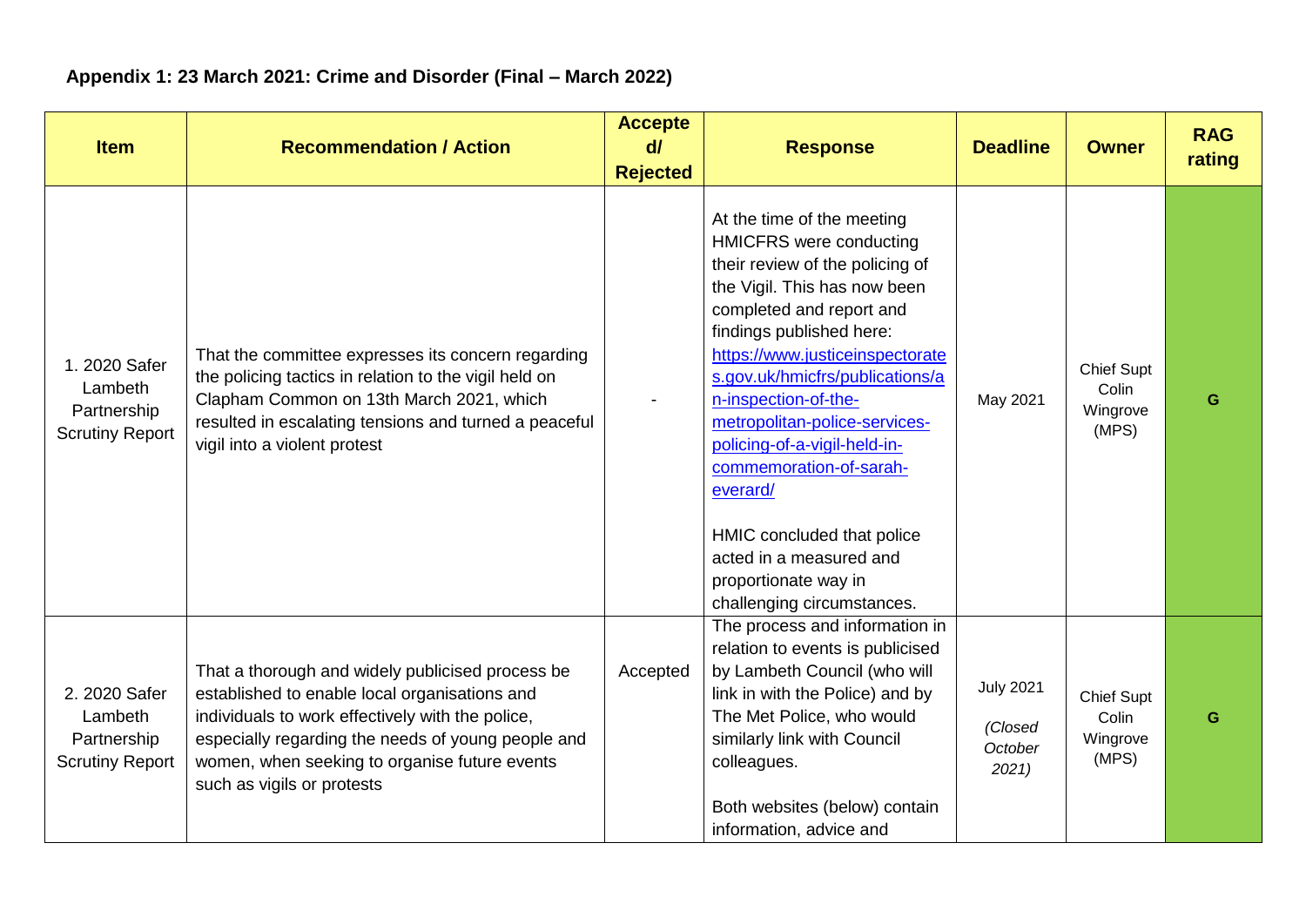### Appendix 1: 23 March 2021: Crime and Disorder (Final – March 2022)

| Item | Recommendation / Action | Accepted/ Rejected | Response | Deadline | Owner | RAG rating |
|---|---|---|---|---|---|---|
| 1. 2020 Safer Lambeth Partnership Scrutiny Report | That the committee expresses its concern regarding the policing tactics in relation to the vigil held on Clapham Common on 13th March 2021, which resulted in escalating tensions and turned a peaceful vigil into a violent protest | - | At the time of the meeting HMICFRS were conducting their review of the policing of the Vigil. This has now been completed and report and findings published here: https://www.justiceinspectorates.gov.uk/hmicfrs/publications/an-inspection-of-the-metropolitan-police-services-policing-of-a-vigil-held-in-commemoration-of-sarah-everard/ <br><br> HMIC concluded that police acted in a measured and proportionate way in challenging circumstances. | May 2021 | Chief Supt Colin Wingrove (MPS) | G |
| 2. 2020 Safer Lambeth Partnership Scrutiny Report | That a thorough and widely publicised process be established to enable local organisations and individuals to work effectively with the police, especially regarding the needs of young people and women, when seeking to organise future events such as vigils or protests | Accepted | The process and information in relation to events is publicised by Lambeth Council (who will link in with the Police) and by The Met Police, who would similarly link with Council colleagues. <br><br> Both websites (below) contain information, advice and | July 2021 <br><br> *(Closed October 2021)* | Chief Supt Colin Wingrove (MPS) | G |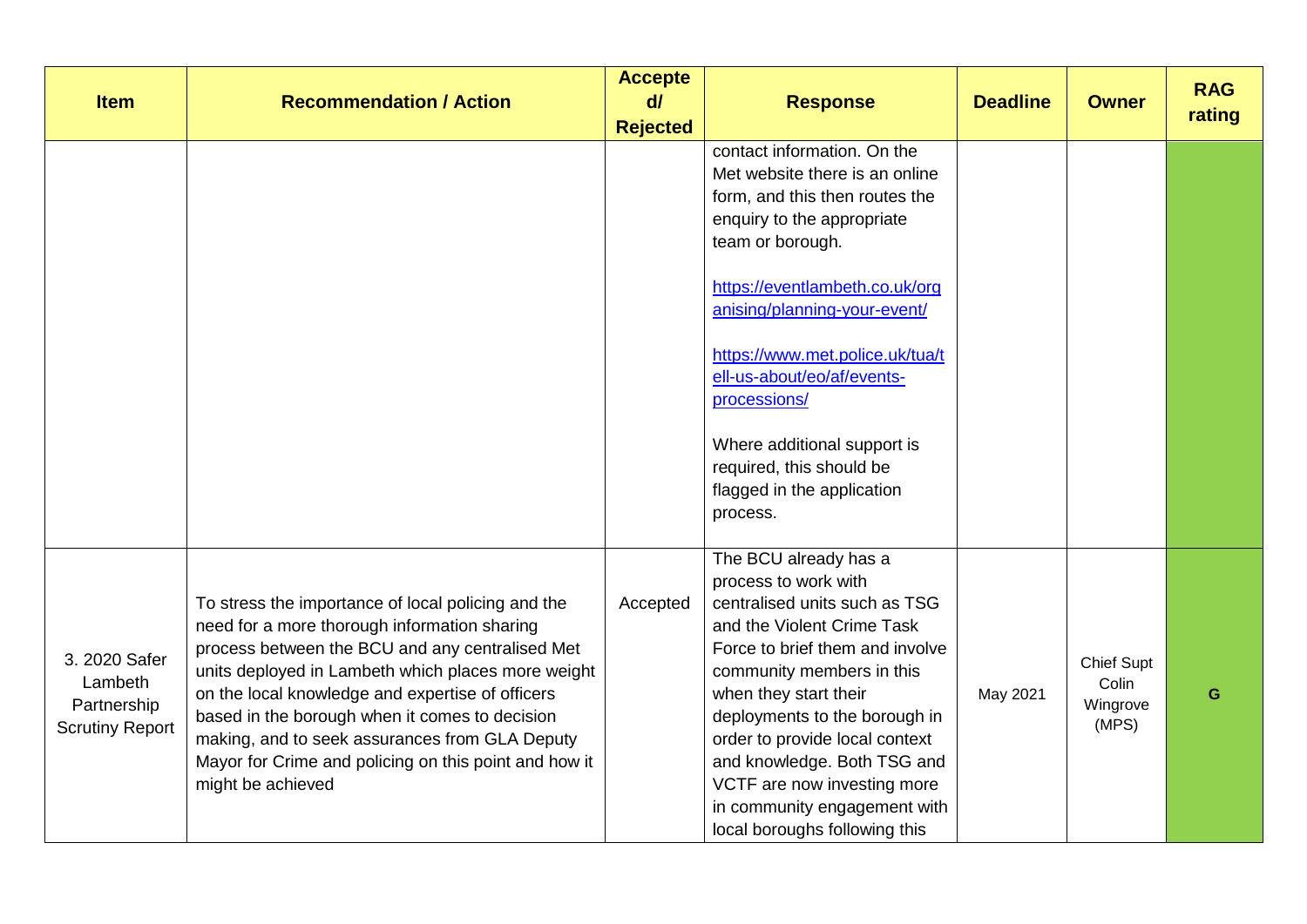| Item | Recommendation / Action | Accepted/ Rejected | Response | Deadline | Owner | RAG rating |
|---|---|---|---|---|---|---|
| | | | contact information. On the Met website there is an online form, and this then routes the enquiry to the appropriate team or borough.<br><br>[https://eventlambeth.co.uk/organising/planning-your-event/](https://eventlambeth.co.uk/organising/planning-your-event/)<br><br>[https://www.met.police.uk/tua/tell-us-about/eo/af/events-processions/](https://www.met.police.uk/tua/tell-us-about/eo/af/events-processions/)<br><br>Where additional support is required, this should be flagged in the application process. | | | |
| 3. 2020 Safer Lambeth Partnership Scrutiny Report | To stress the importance of local policing and the need for a more thorough information sharing process between the BCU and any centralised Met units deployed in Lambeth which places more weight on the local knowledge and expertise of officers based in the borough when it comes to decision making, and to seek assurances from GLA Deputy Mayor for Crime and policing on this point and how it might be achieved | Accepted | The BCU already has a process to work with centralised units such as TSG and the Violent Crime Task Force to brief them and involve community members in this when they start their deployments to the borough in order to provide local context and knowledge. Both TSG and VCTF are now investing more in community engagement with local boroughs following this | May 2021 | Chief Supt Colin Wingrove (MPS) | G |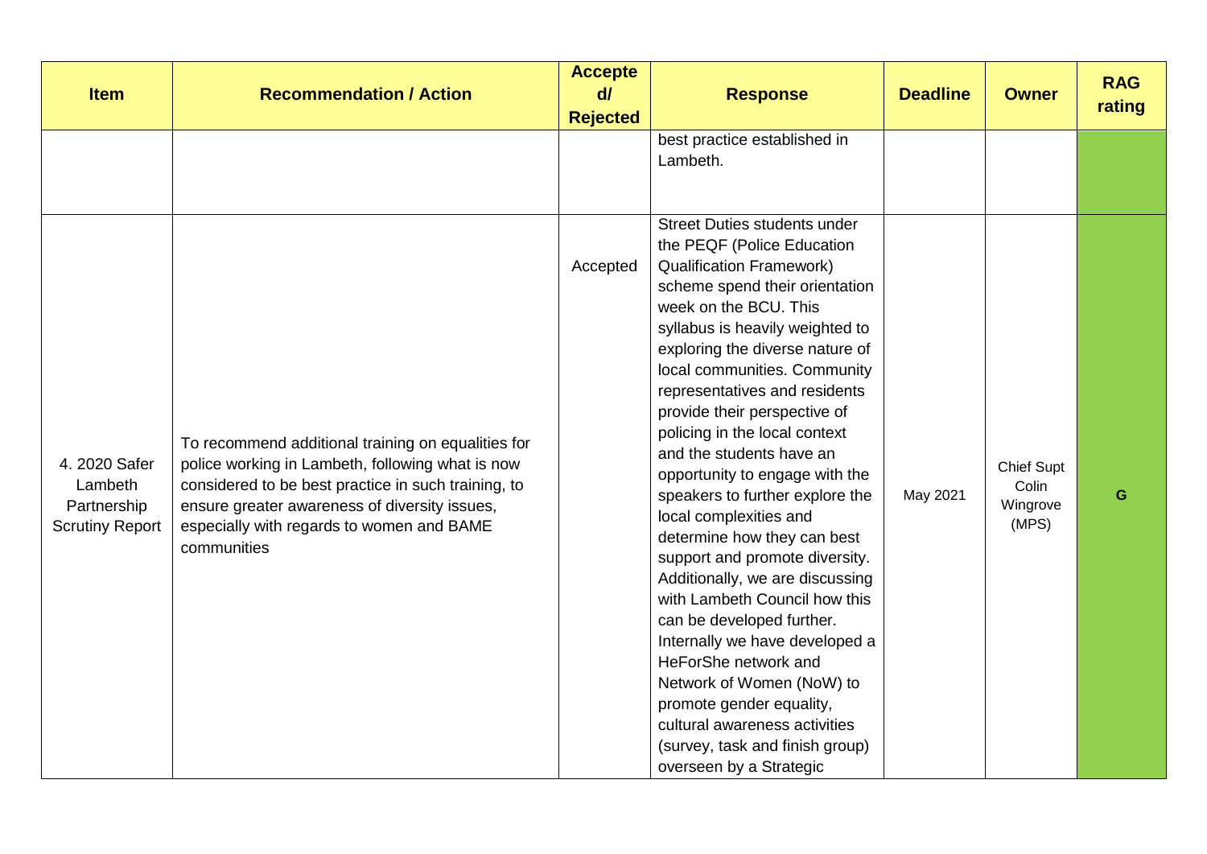| Item | Recommendation / Action | Accepted/ Rejected | Response | Deadline | Owner | RAG rating |
|---|---|---|---|---|---|---|
| | | | best practice established in Lambeth. | | | |
| 4. 2020 Safer Lambeth Partnership Scrutiny Report | To recommend additional training on equalities for police working in Lambeth, following what is now considered to be best practice in such training, to ensure greater awareness of diversity issues, especially with regards to women and BAME communities | Accepted | Street Duties students under the PEQF (Police Education Qualification Framework) scheme spend their orientation week on the BCU. This syllabus is heavily weighted to exploring the diverse nature of local communities. Community representatives and residents provide their perspective of policing in the local context and the students have an opportunity to engage with the speakers to further explore the local complexities and determine how they can best support and promote diversity. Additionally, we are discussing with Lambeth Council how this can be developed further. Internally we have developed a HeForShe network and Network of Women (NoW) to promote gender equality, cultural awareness activities (survey, task and finish group) overseen by a Strategic | May 2021 | Chief Supt Colin Wingrove (MPS) | G |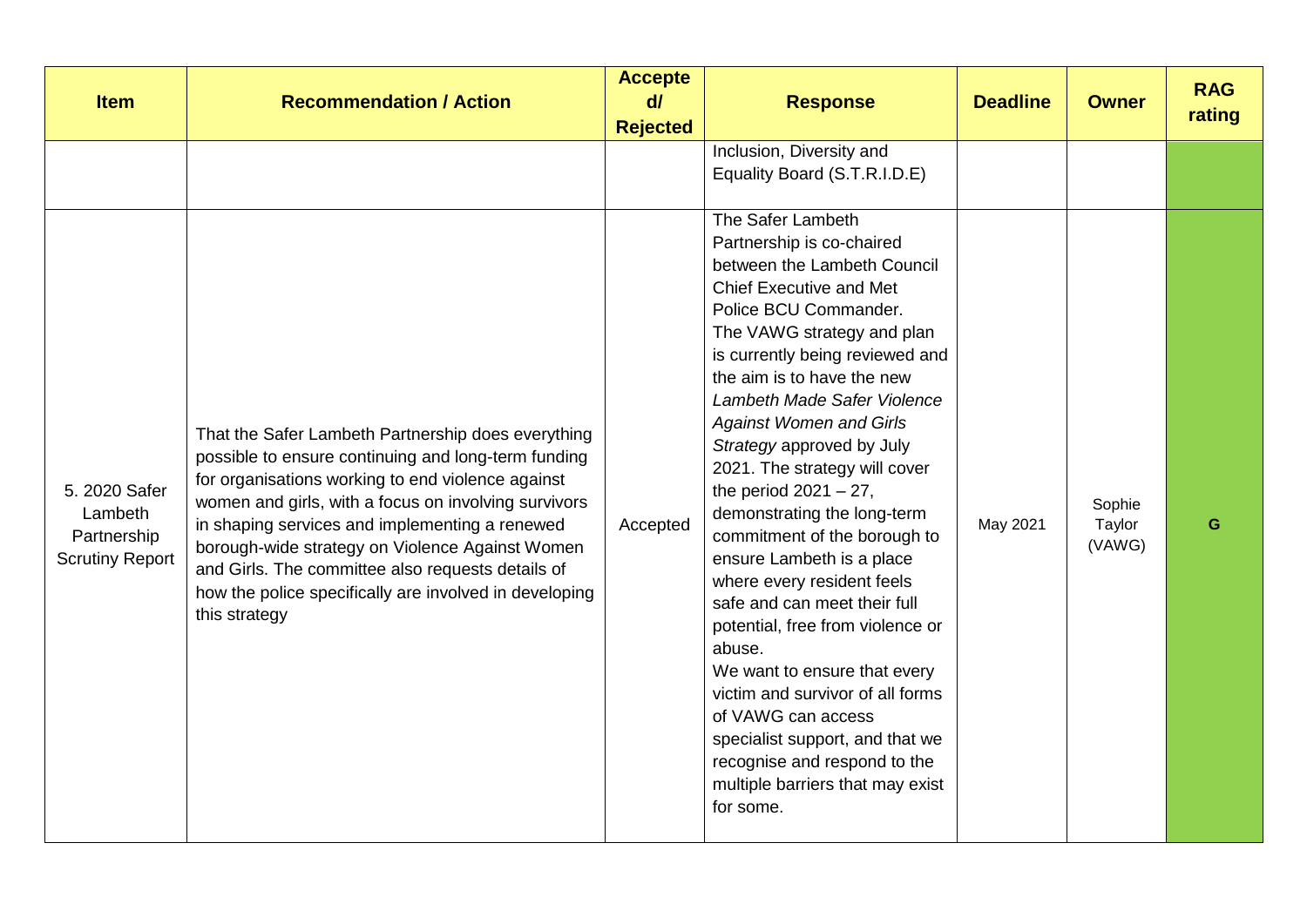| Item | Recommendation / Action | Accepted/ Rejected | Response | Deadline | Owner | RAG rating |
|---|---|---|---|---|---|---|
| | | | Inclusion, Diversity and Equality Board (S.T.R.I.D.E) | | | |
| 5. 2020 Safer Lambeth Partnership Scrutiny Report | That the Safer Lambeth Partnership does everything possible to ensure continuing and long-term funding for organisations working to end violence against women and girls, with a focus on involving survivors in shaping services and implementing a renewed borough-wide strategy on Violence Against Women and Girls. The committee also requests details of how the police specifically are involved in developing this strategy | Accepted | The Safer Lambeth Partnership is co-chaired between the Lambeth Council Chief Executive and Met Police BCU Commander. The VAWG strategy and plan is currently being reviewed and the aim is to have the new *Lambeth Made Safer Violence Against Women and Girls Strategy* approved by July 2021. The strategy will cover the period 2021 – 27, demonstrating the long-term commitment of the borough to ensure Lambeth is a place where every resident feels safe and can meet their full potential, free from violence or abuse. We want to ensure that every victim and survivor of all forms of VAWG can access specialist support, and that we recognise and respond to the multiple barriers that may exist for some. | May 2021 | Sophie Taylor (VAWG) | G |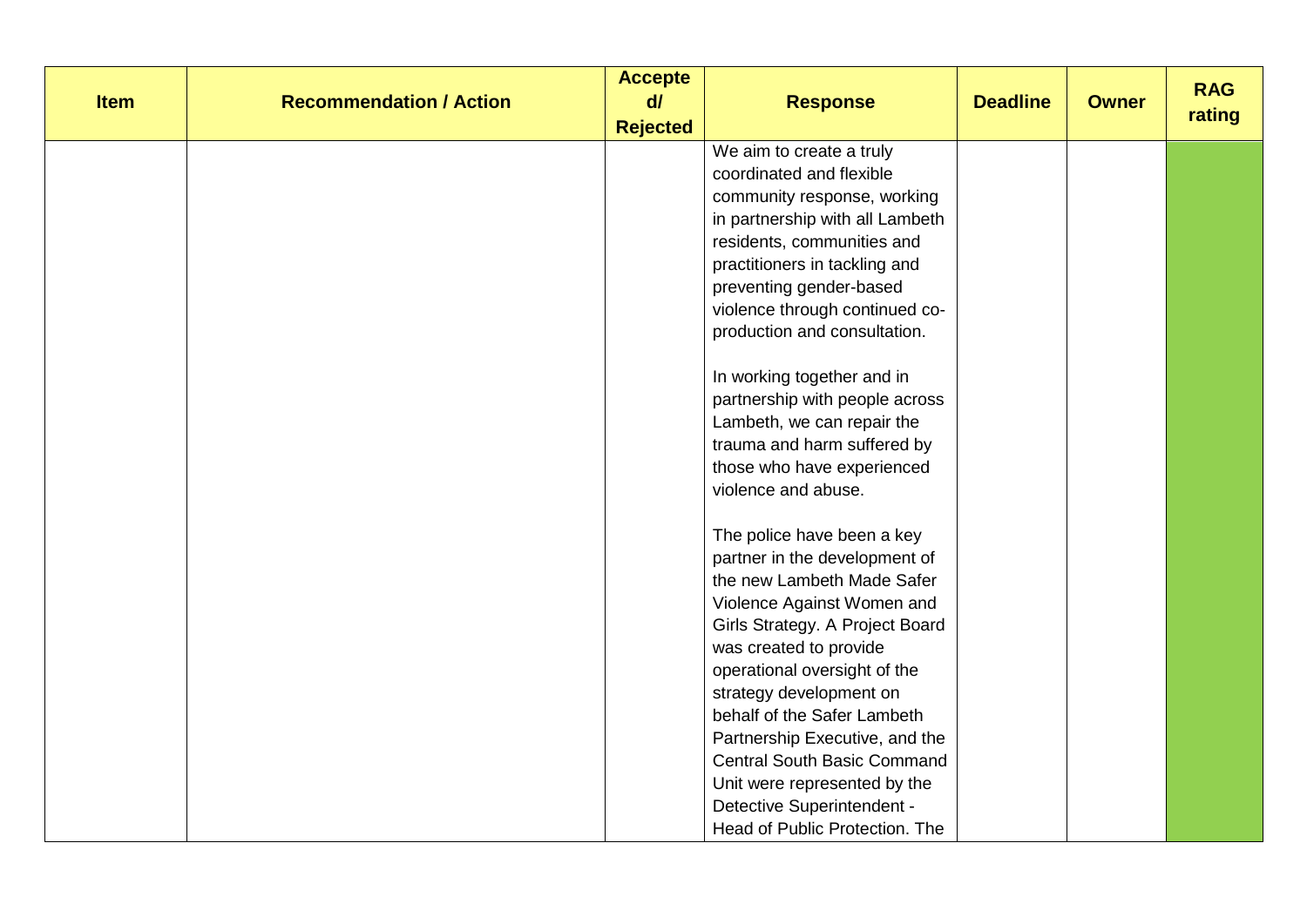| Item | Recommendation / Action | Accepted/ Rejected | Response | Deadline | Owner | RAG rating |
| --- | --- | --- | --- | --- | --- | --- |
| | | | We aim to create a truly coordinated and flexible community response, working in partnership with all Lambeth residents, communities and practitioners in tackling and preventing gender-based violence through continued co-production and consultation.<br><br>In working together and in partnership with people across Lambeth, we can repair the trauma and harm suffered by those who have experienced violence and abuse.<br><br>The police have been a key partner in the development of the new Lambeth Made Safer Violence Against Women and Girls Strategy. A Project Board was created to provide operational oversight of the strategy development on behalf of the Safer Lambeth Partnership Executive, and the Central South Basic Command Unit were represented by the Detective Superintendent - Head of Public Protection. The | | | |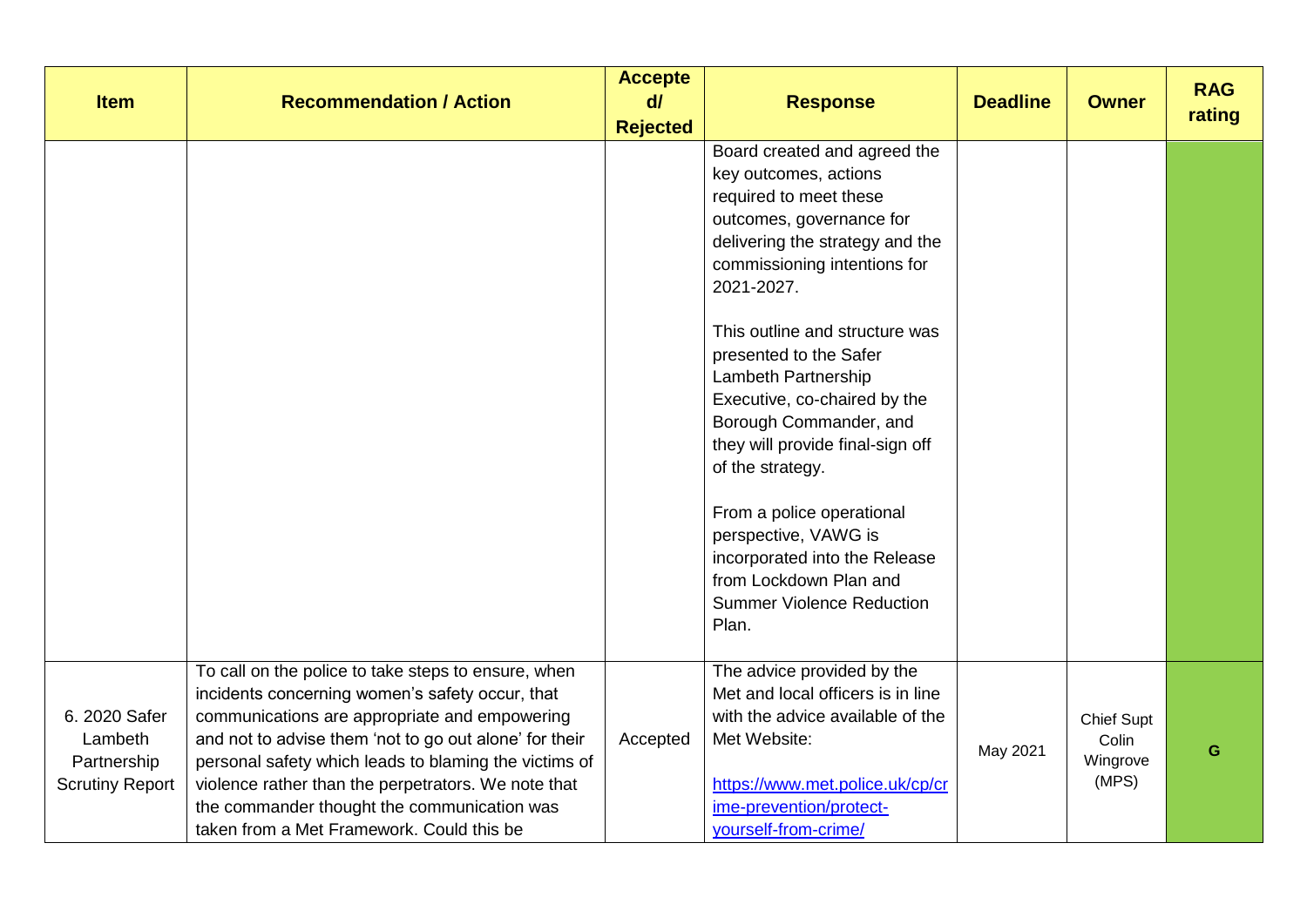| Item | Recommendation / Action | Accepted/ Rejected | Response | Deadline | Owner | RAG rating |
|---|---|---|---|---|---|---|
| | | | Board created and agreed the key outcomes, actions required to meet these outcomes, governance for delivering the strategy and the commissioning intentions for 2021-2027.<br><br>This outline and structure was presented to the Safer Lambeth Partnership Executive, co-chaired by the Borough Commander, and they will provide final-sign off of the strategy.<br><br>From a police operational perspective, VAWG is incorporated into the Release from Lockdown Plan and Summer Violence Reduction Plan. | | | |
| 6. 2020 Safer Lambeth Partnership Scrutiny Report | To call on the police to take steps to ensure, when incidents concerning women's safety occur, that communications are appropriate and empowering and not to advise them 'not to go out alone' for their personal safety which leads to blaming the victims of violence rather than the perpetrators. We note that the commander thought the communication was taken from a Met Framework. Could this be | Accepted | The advice provided by the Met and local officers is in line with the advice available of the Met Website:<br><br>https://www.met.police.uk/cp/crime-prevention/protect-yourself-from-crime/ | May 2021 | Chief Supt Colin Wingrove (MPS) | G |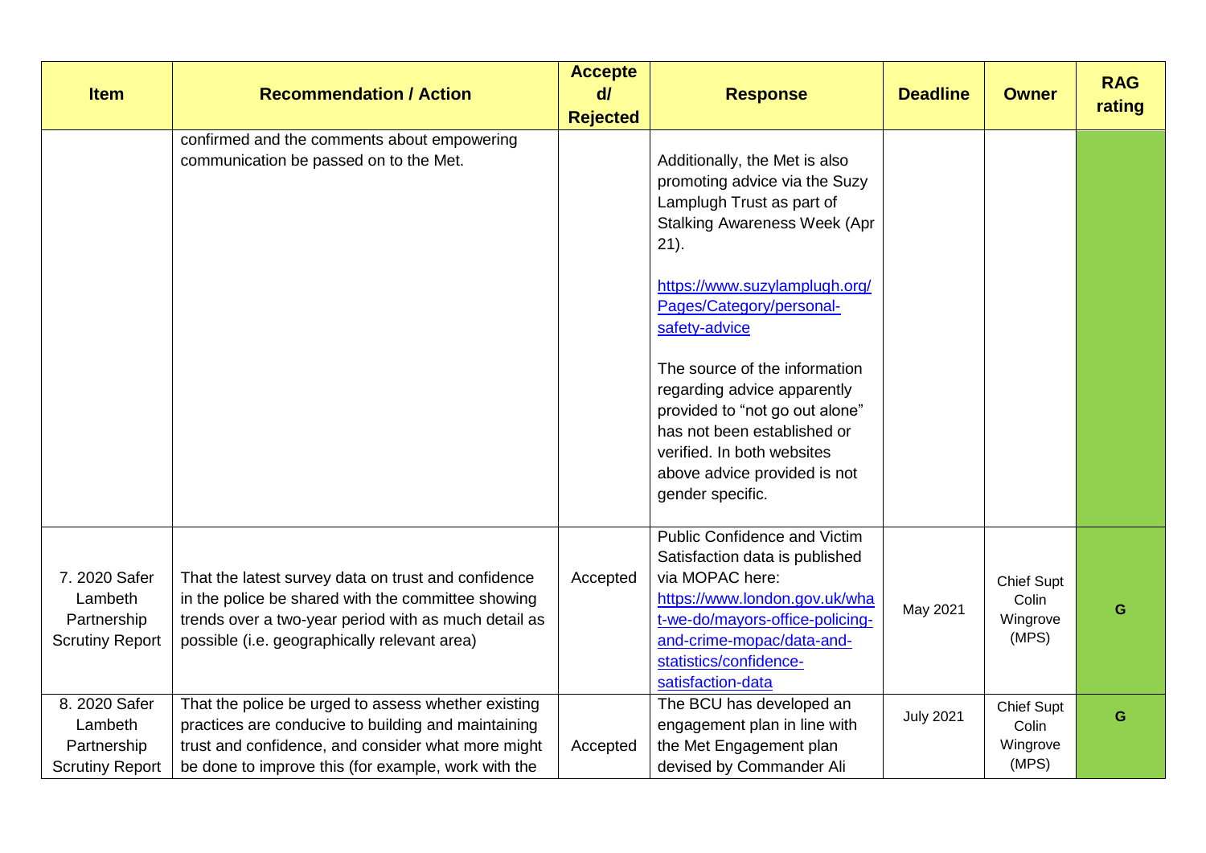| Item | Recommendation / Action | Accepted/ Rejected | Response | Deadline | Owner | RAG rating |
|---|---|---|---|---|---|---|
| | confirmed and the comments about empowering communication be passed on to the Met. | | Additionally, the Met is also promoting advice via the Suzy Lamplugh Trust as part of Stalking Awareness Week (Apr 21). [https://www.suzylamplugh.org/Pages/Category/personal-safety-advice](https://www.suzylamplugh.org/Pages/Category/personal-safety-advice) The source of the information regarding advice apparently provided to "not go out alone" has not been established or verified. In both websites above advice provided is not gender specific. | | | |
| 7. 2020 Safer Lambeth Partnership Scrutiny Report | That the latest survey data on trust and confidence in the police be shared with the committee showing trends over a two-year period with as much detail as possible (i.e. geographically relevant area) | Accepted | Public Confidence and Victim Satisfaction data is published via MOPAC here: [https://www.london.gov.uk/what-we-do/mayors-office-policing-and-crime-mopac/data-and-statistics/confidence-satisfaction-data](https://www.london.gov.uk/what-we-do/mayors-office-policing-and-crime-mopac/data-and-statistics/confidence-satisfaction-data) | May 2021 | Chief Supt Colin Wingrove (MPS) | G |
| 8. 2020 Safer Lambeth Partnership Scrutiny Report | That the police be urged to assess whether existing practices are conducive to building and maintaining trust and confidence, and consider what more might be done to improve this (for example, work with the | Accepted | The BCU has developed an engagement plan in line with the Met Engagement plan devised by Commander Ali | July 2021 | Chief Supt Colin Wingrove (MPS) | G |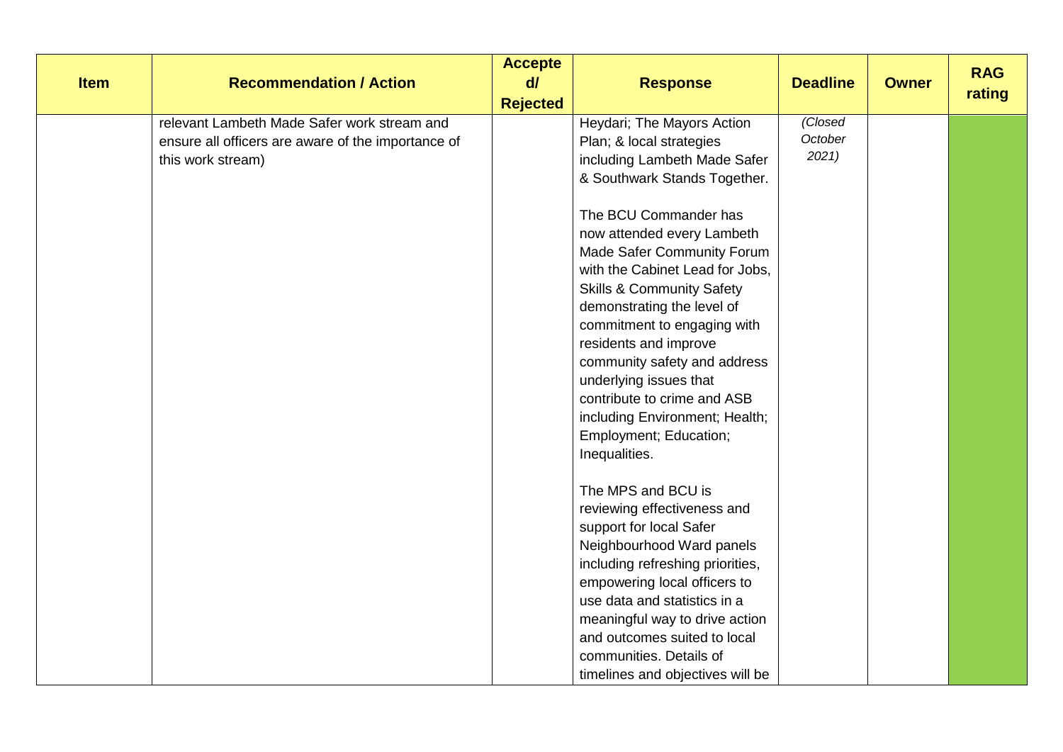| Item | Recommendation / Action | Accepted/ Rejected | Response | Deadline | Owner | RAG rating |
| --- | --- | --- | --- | --- | --- | --- |
| | relevant Lambeth Made Safer work stream and ensure all officers are aware of the importance of this work stream) | | Heydari; The Mayors Action Plan; & local strategies including Lambeth Made Safer & Southwark Stands Together.<br><br>The BCU Commander has now attended every Lambeth Made Safer Community Forum with the Cabinet Lead for Jobs, Skills & Community Safety demonstrating the level of commitment to engaging with residents and improve community safety and address underlying issues that contribute to crime and ASB including Environment; Health; Employment; Education; Inequalities.<br><br>The MPS and BCU is reviewing effectiveness and support for local Safer Neighbourhood Ward panels including refreshing priorities, empowering local officers to use data and statistics in a meaningful way to drive action and outcomes suited to local communities. Details of timelines and objectives will be | *(Closed October 2021)* | | |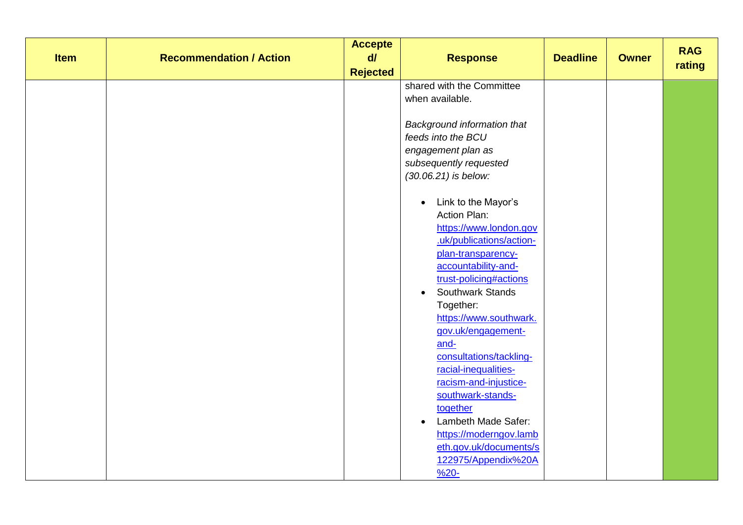| Item | Recommendation / Action | Accepted/ Rejected | Response | Deadline | Owner | RAG rating |
|---|---|---|---|---|---|---|
| | | | shared with the Committee when available.<br><br>*Background information that feeds into the BCU engagement plan as subsequently requested (30.06.21) is below:*<br><br>• Link to the Mayor's Action Plan: https://www.london.gov.uk/publications/action-plan-transparency-accountability-and-trust-policing#actions<br>• Southwark Stands Together: https://www.southwark.gov.uk/engagement-and-consultations/tackling-racial-inequalities-racism-and-injustice-southwark-stands-together<br>• Lambeth Made Safer: https://moderngov.lambeth.gov.uk/documents/s122975/Appendix%20A%20- | | | |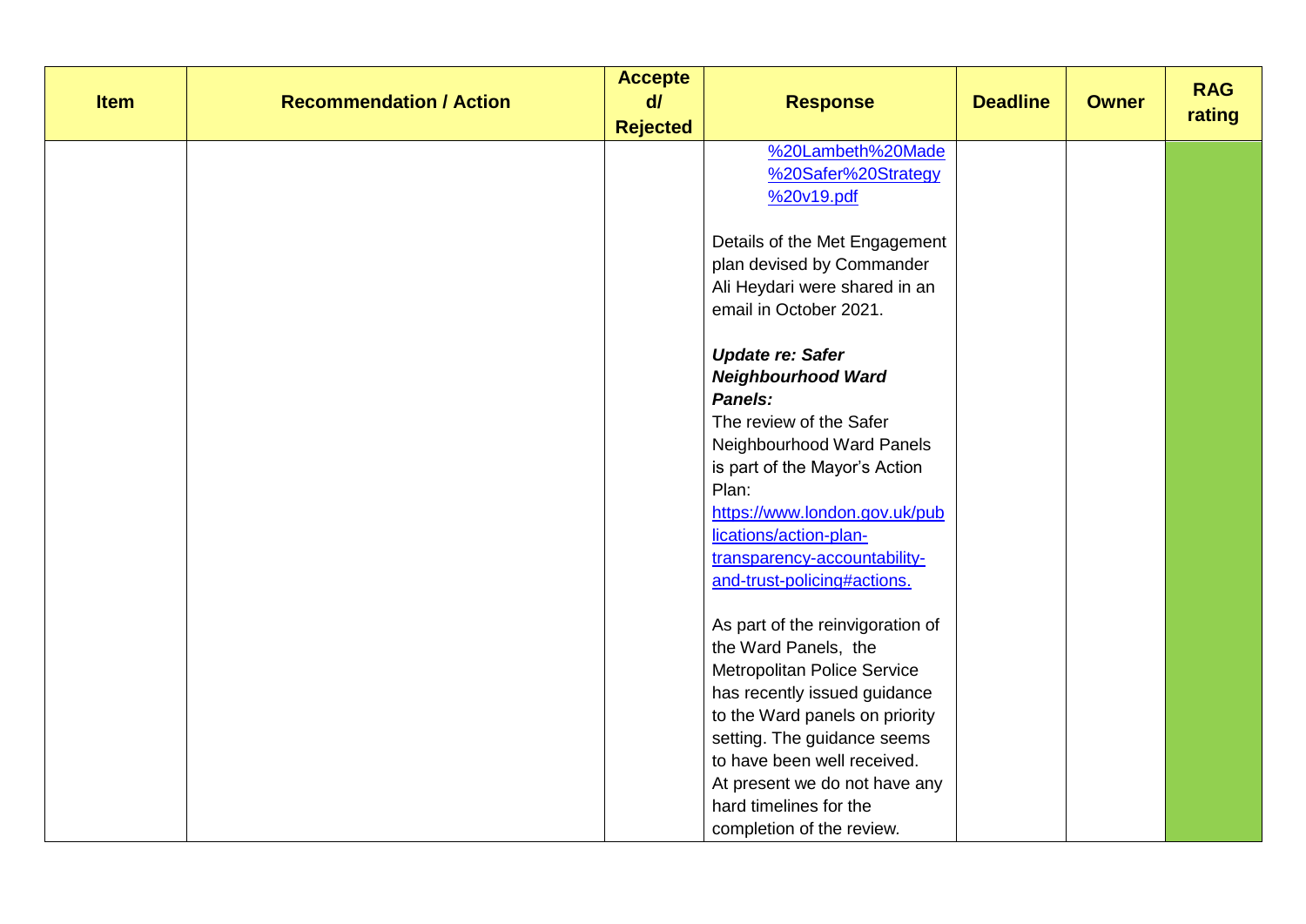| Item | Recommendation / Action | Accepted/ Rejected | Response | Deadline | Owner | RAG rating |
| --- | --- | --- | --- | --- | --- | --- |
| | | | %20Lambeth%20Made%20Safer%20Strategy%20v19.pdf<br><br>Details of the Met Engagement plan devised by Commander Ali Heydari were shared in an email in October 2021.<br><br>***Update re: Safer Neighbourhood Ward Panels:***<br>The review of the Safer Neighbourhood Ward Panels is part of the Mayor's Action Plan: https://www.london.gov.uk/publications/action-plan-transparency-accountability-and-trust-policing#actions.<br><br>As part of the reinvigoration of the Ward Panels, the Metropolitan Police Service has recently issued guidance to the Ward panels on priority setting. The guidance seems to have been well received. At present we do not have any hard timelines for the completion of the review. | | | |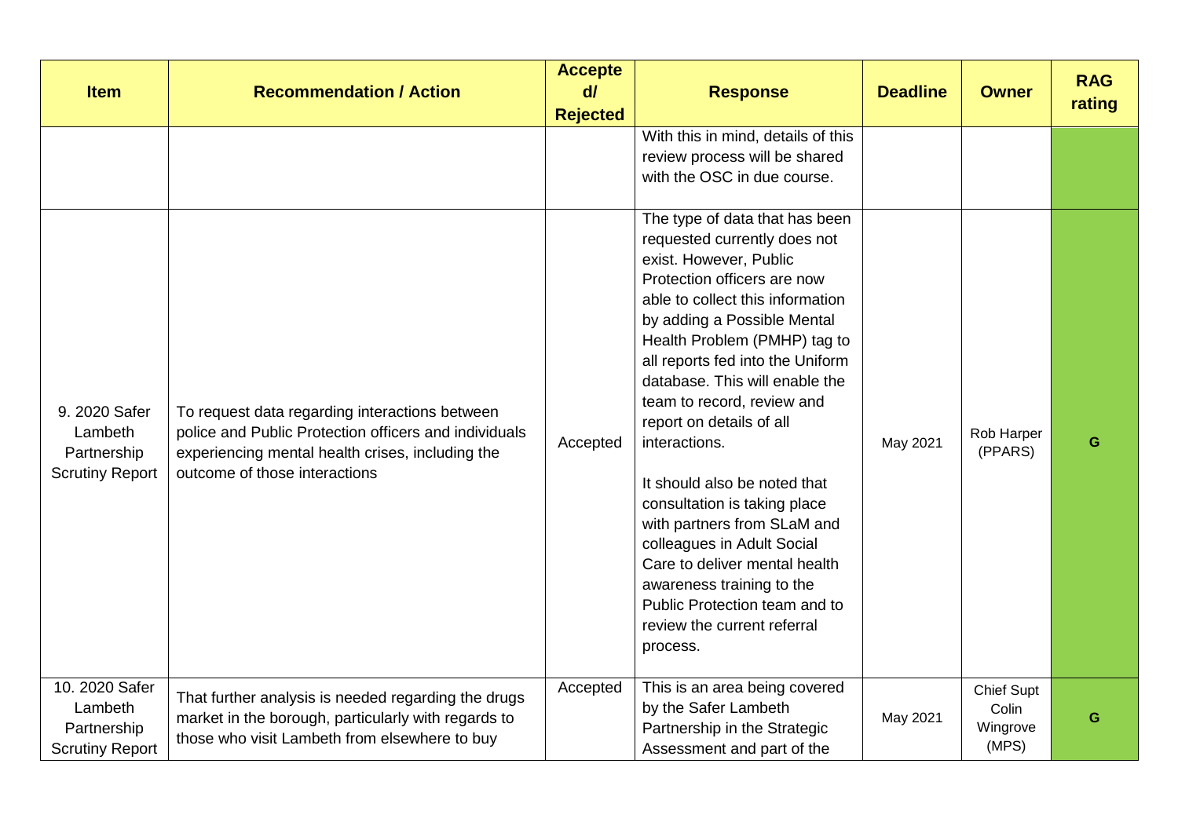| Item | Recommendation / Action | Accepted/ Rejected | Response | Deadline | Owner | RAG rating |
|---|---|---|---|---|---|---|
| | | | With this in mind, details of this review process will be shared with the OSC in due course. | | | |
| 9. 2020 Safer Lambeth Partnership Scrutiny Report | To request data regarding interactions between police and Public Protection officers and individuals experiencing mental health crises, including the outcome of those interactions | Accepted | The type of data that has been requested currently does not exist. However, Public Protection officers are now able to collect this information by adding a Possible Mental Health Problem (PMHP) tag to all reports fed into the Uniform database. This will enable the team to record, review and report on details of all interactions.<br><br>It should also be noted that consultation is taking place with partners from SLaM and colleagues in Adult Social Care to deliver mental health awareness training to the Public Protection team and to review the current referral process. | May 2021 | Rob Harper (PPARS) | G |
| 10. 2020 Safer Lambeth Partnership Scrutiny Report | That further analysis is needed regarding the drugs market in the borough, particularly with regards to those who visit Lambeth from elsewhere to buy | Accepted | This is an area being covered by the Safer Lambeth Partnership in the Strategic Assessment and part of the | May 2021 | Chief Supt Colin Wingrove (MPS) | G |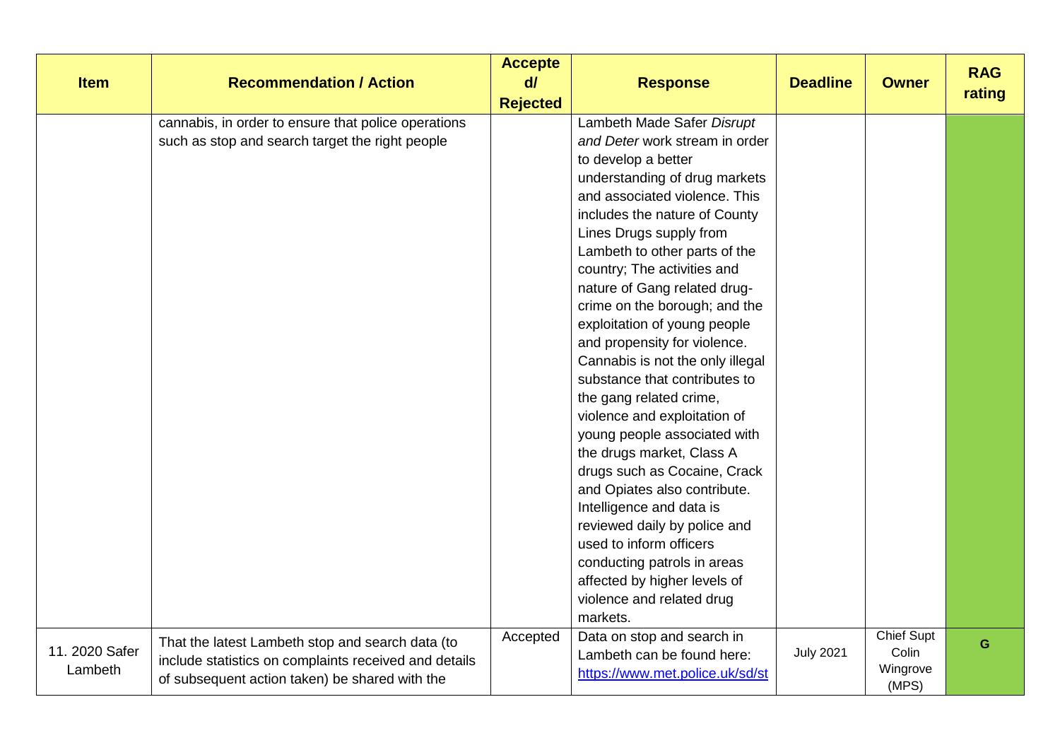| Item | Recommendation / Action | Accepted/ Rejected | Response | Deadline | Owner | RAG rating |
|---|---|---|---|---|---|---|
| | cannabis, in order to ensure that police operations such as stop and search target the right people | | Lambeth Made Safer *Disrupt and Deter* work stream in order to develop a better understanding of drug markets and associated violence. This includes the nature of County Lines Drugs supply from Lambeth to other parts of the country; The activities and nature of Gang related drug-crime on the borough; and the exploitation of young people and propensity for violence. Cannabis is not the only illegal substance that contributes to the gang related crime, violence and exploitation of young people associated with the drugs market, Class A drugs such as Cocaine, Crack and Opiates also contribute. Intelligence and data is reviewed daily by police and used to inform officers conducting patrols in areas affected by higher levels of violence and related drug markets. | | | |
| 11. 2020 Safer Lambeth | That the latest Lambeth stop and search data (to include statistics on complaints received and details of subsequent action taken) be shared with the | Accepted | Data on stop and search in Lambeth can be found here: https://www.met.police.uk/sd/st | July 2021 | Chief Supt Colin Wingrove (MPS) | G |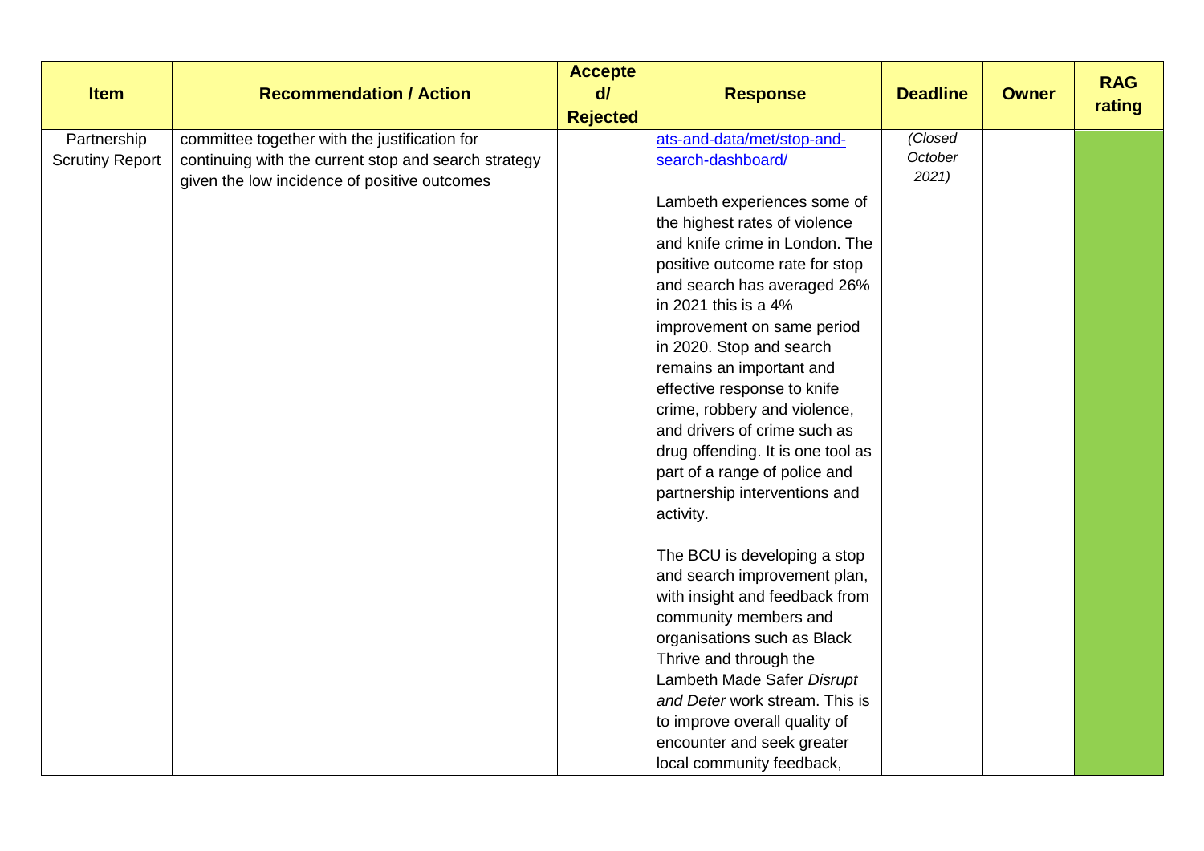| Item | Recommendation / Action | Accepted/ Rejected | Response | Deadline | Owner | RAG rating |
|---|---|---|---|---|---|---|
| Partnership Scrutiny Report | committee together with the justification for continuing with the current stop and search strategy given the low incidence of positive outcomes | | ats-and-data/met/stop-and-search-dashboard/<br><br>Lambeth experiences some of the highest rates of violence and knife crime in London. The positive outcome rate for stop and search has averaged 26% in 2021 this is a 4% improvement on same period in 2020. Stop and search remains an important and effective response to knife crime, robbery and violence, and drivers of crime such as drug offending. It is one tool as part of a range of police and partnership interventions and activity.<br><br>The BCU is developing a stop and search improvement plan, with insight and feedback from community members and organisations such as Black Thrive and through the Lambeth Made Safer *Disrupt and Deter* work stream. This is to improve overall quality of encounter and seek greater local community feedback, | *(Closed October 2021)* | | |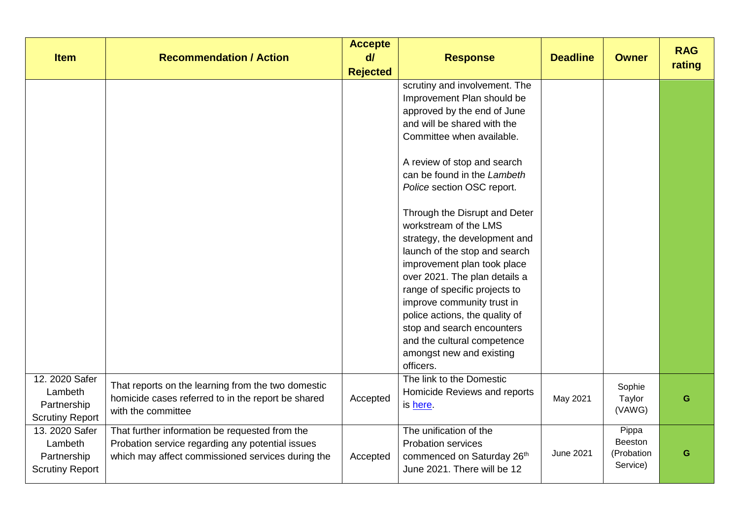| Item | Recommendation / Action | Accepted/ Rejected | Response | Deadline | Owner | RAG rating |
|---|---|---|---|---|---|---|
| | | | scrutiny and involvement. The Improvement Plan should be approved by the end of June and will be shared with the Committee when available.<br><br>A review of stop and search can be found in the *Lambeth Police* section OSC report.<br><br>Through the Disrupt and Deter workstream of the LMS strategy, the development and launch of the stop and search improvement plan took place over 2021. The plan details a range of specific projects to improve community trust in police actions, the quality of stop and search encounters and the cultural competence amongst new and existing officers. | | | |
| 12. 2020 Safer Lambeth Partnership Scrutiny Report | That reports on the learning from the two domestic homicide cases referred to in the report be shared with the committee | Accepted | The link to the Domestic Homicide Reviews and reports is here. | May 2021 | Sophie Taylor (VAWG) | G |
| 13. 2020 Safer Lambeth Partnership Scrutiny Report | That further information be requested from the Probation service regarding any potential issues which may affect commissioned services during the | Accepted | The unification of the Probation services commenced on Saturday 26th June 2021. There will be 12 | June 2021 | Pippa Beeston (Probation Service) | G |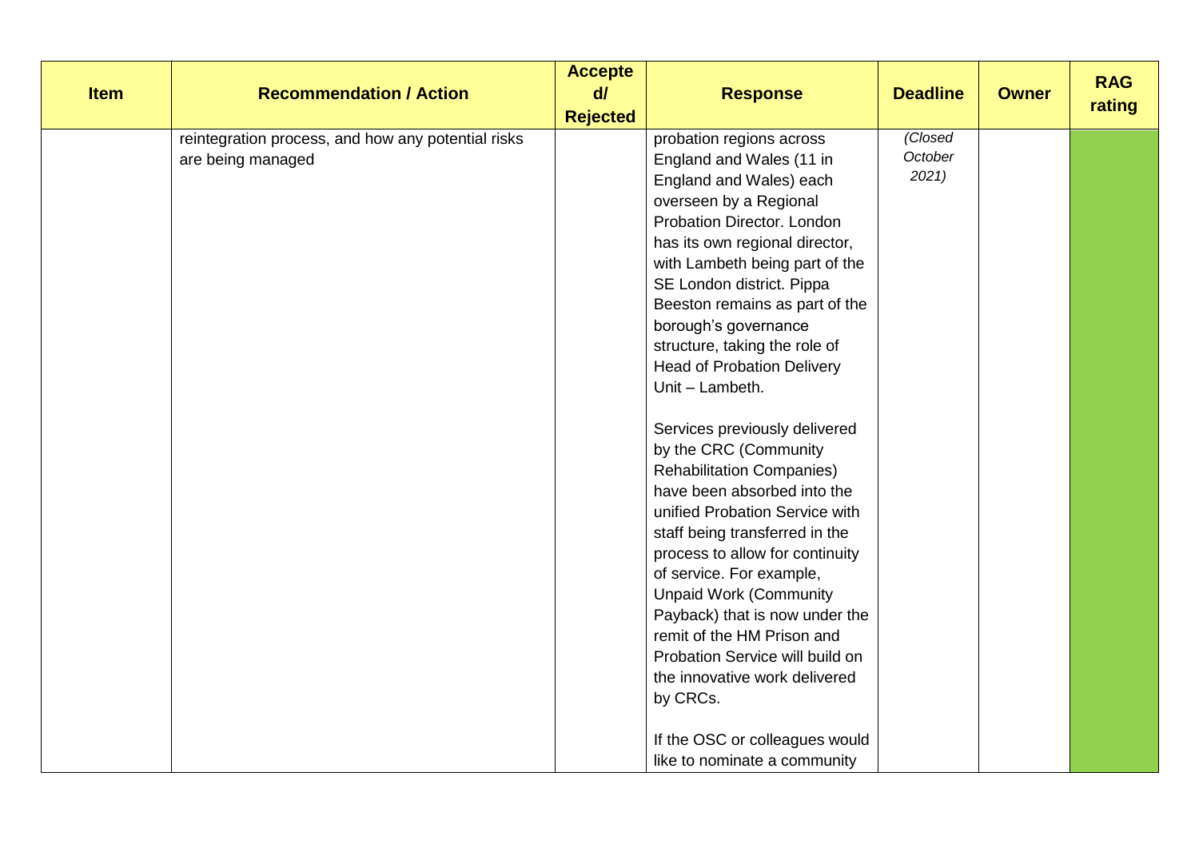| Item | Recommendation / Action | Accepted/ Rejected | Response | Deadline | Owner | RAG rating |
|---|---|---|---|---|---|---|
| | reintegration process, and how any potential risks are being managed | | probation regions across England and Wales (11 in England and Wales) each overseen by a Regional Probation Director. London has its own regional director, with Lambeth being part of the SE London district. Pippa Beeston remains as part of the borough's governance structure, taking the role of Head of Probation Delivery Unit – Lambeth.<br><br>Services previously delivered by the CRC (Community Rehabilitation Companies) have been absorbed into the unified Probation Service with staff being transferred in the process to allow for continuity of service. For example, Unpaid Work (Community Payback) that is now under the remit of the HM Prison and Probation Service will build on the innovative work delivered by CRCs.<br><br>If the OSC or colleagues would like to nominate a community | *(Closed October 2021)* | | |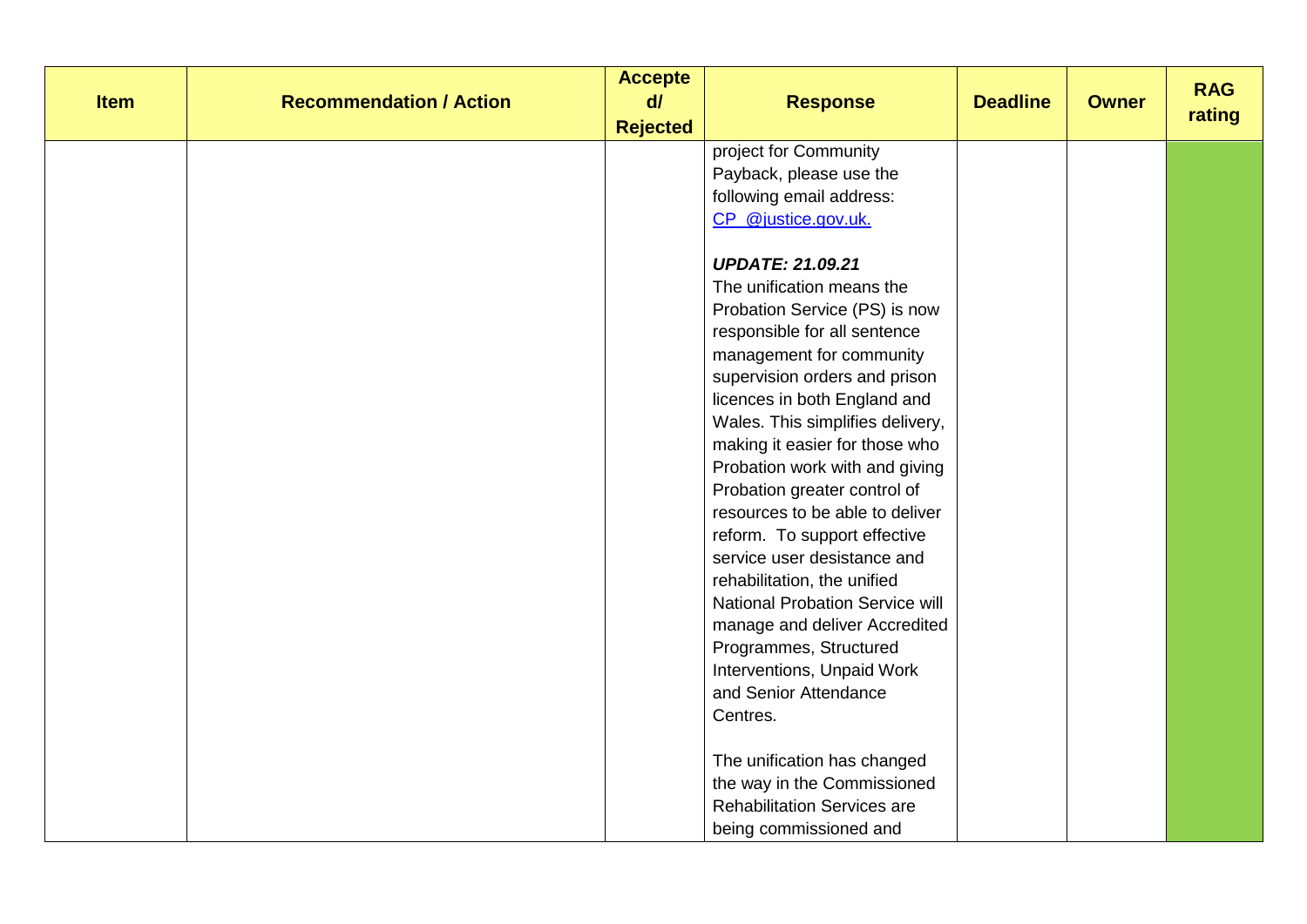| Item | Recommendation / Action | Accepted/ Rejected | Response | Deadline | Owner | RAG rating |
|---|---|---|---|---|---|---|
| | | | project for Community Payback, please use the following email address: CP_@justice.gov.uk.<br><br>***UPDATE: 21.09.21***<br>The unification means the Probation Service (PS) is now responsible for all sentence management for community supervision orders and prison licences in both England and Wales. This simplifies delivery, making it easier for those who Probation work with and giving Probation greater control of resources to be able to deliver reform. To support effective service user desistance and rehabilitation, the unified National Probation Service will manage and deliver Accredited Programmes, Structured Interventions, Unpaid Work and Senior Attendance Centres.<br><br>The unification has changed the way in the Commissioned Rehabilitation Services are being commissioned and | | | |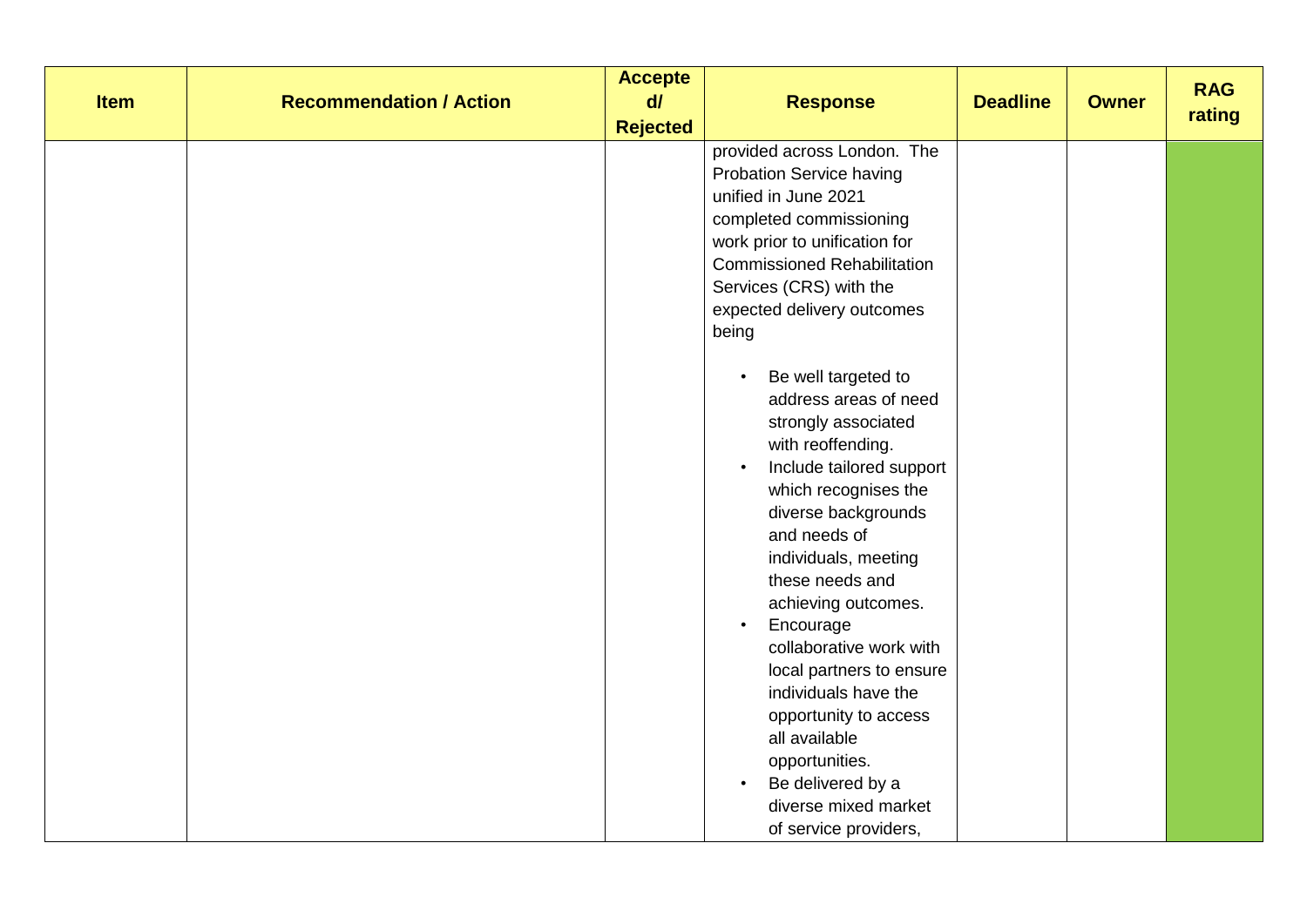| Item | Recommendation / Action | Accepted/ Rejected | Response | Deadline | Owner | RAG rating |
|---|---|---|---|---|---|---|
| | | | provided across London. The Probation Service having unified in June 2021 completed commissioning work prior to unification for Commissioned Rehabilitation Services (CRS) with the expected delivery outcomes being<br><br>• Be well targeted to address areas of need strongly associated with reoffending.<br>• Include tailored support which recognises the diverse backgrounds and needs of individuals, meeting these needs and achieving outcomes.<br>• Encourage collaborative work with local partners to ensure individuals have the opportunity to access all available opportunities.<br>• Be delivered by a diverse mixed market of service providers, | | | |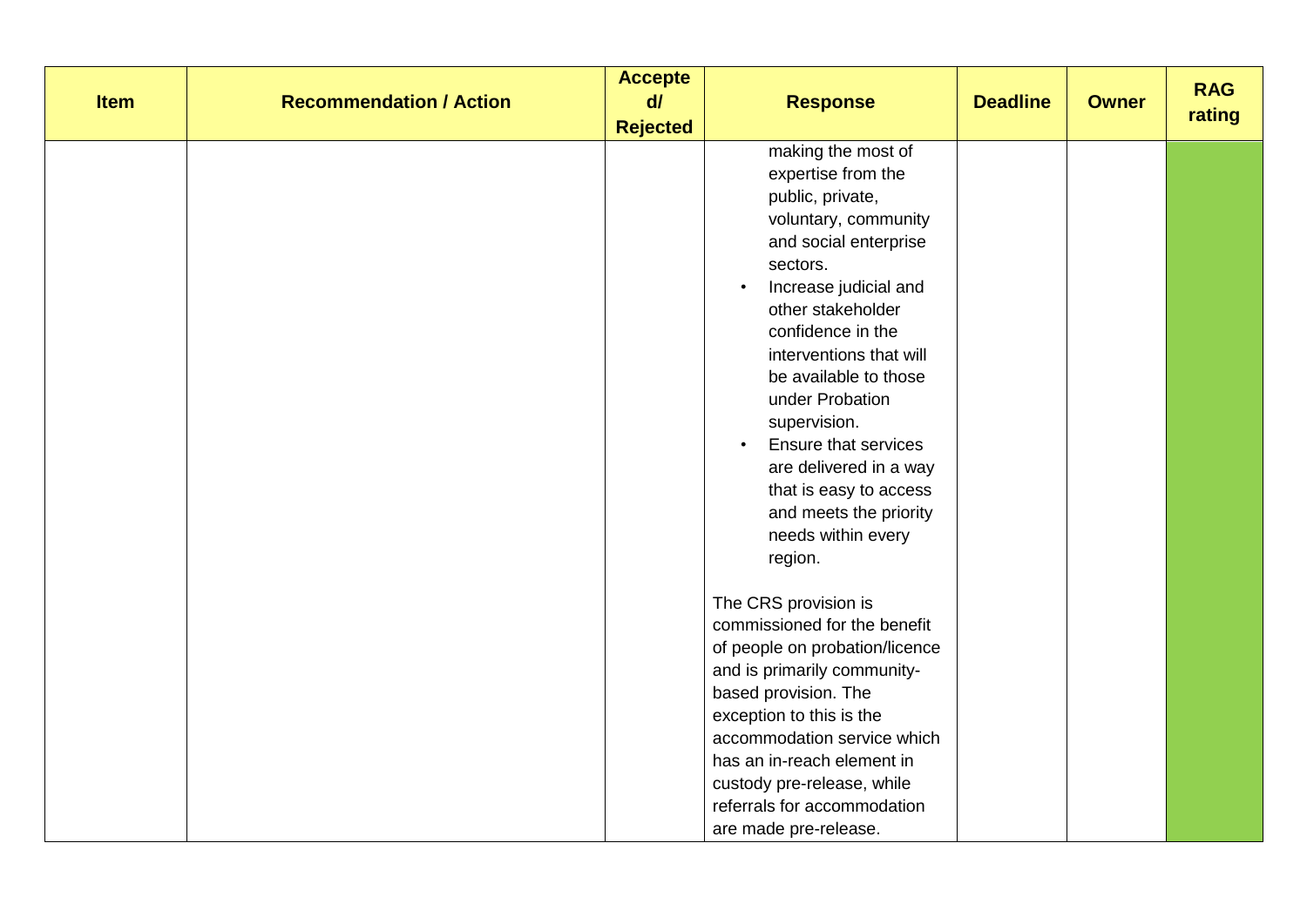| Item | Recommendation / Action | Accepted/ Rejected | Response | Deadline | Owner | RAG rating |
| --- | --- | --- | --- | --- | --- | --- |
| | | | making the most of expertise from the public, private, voluntary, community and social enterprise sectors.<br>• Increase judicial and other stakeholder confidence in the interventions that will be available to those under Probation supervision.<br>• Ensure that services are delivered in a way that is easy to access and meets the priority needs within every region.<br><br>The CRS provision is commissioned for the benefit of people on probation/licence and is primarily community-based provision. The exception to this is the accommodation service which has an in-reach element in custody pre-release, while referrals for accommodation are made pre-release. | | | |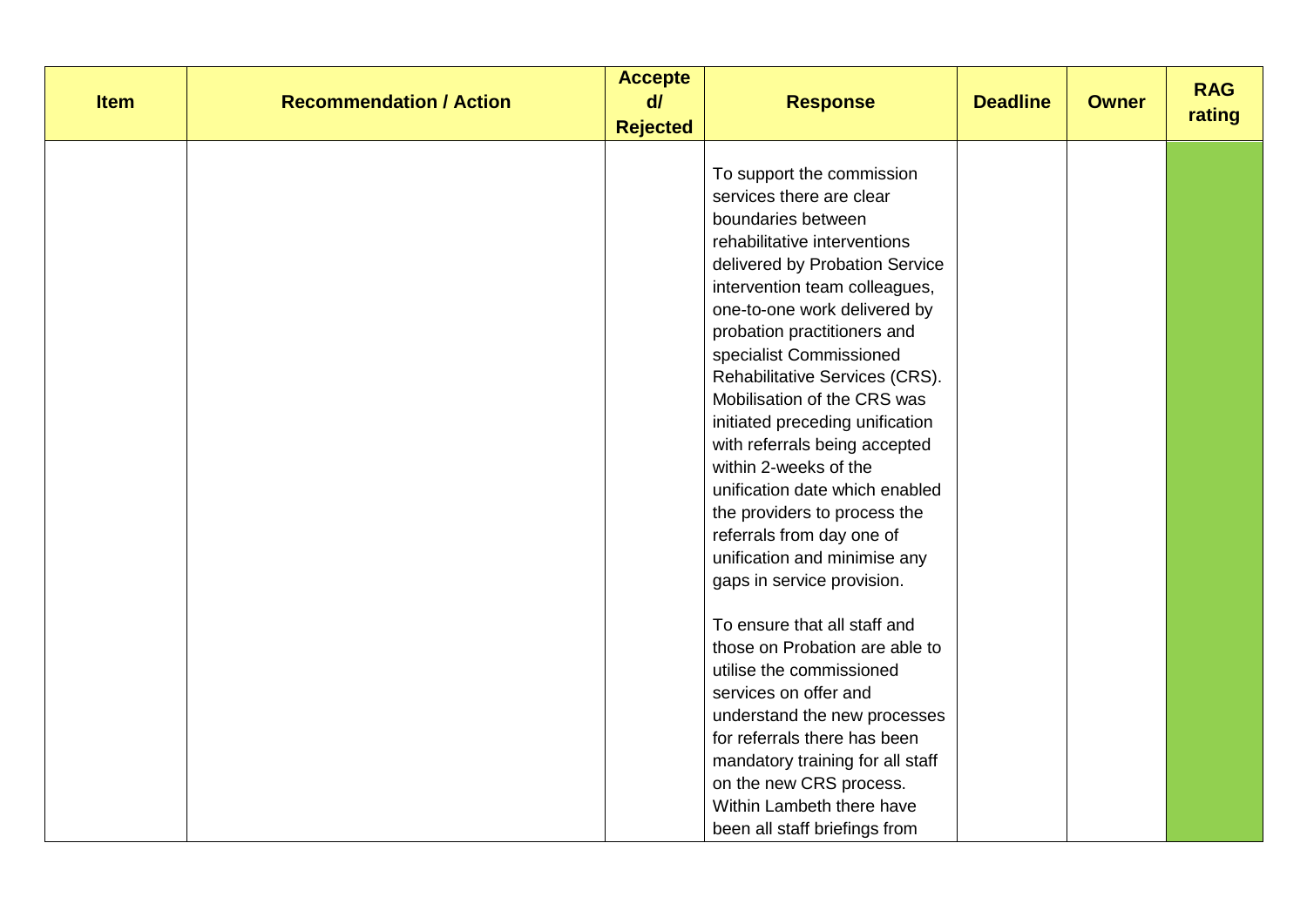| Item | Recommendation / Action | Accepted/ Rejected | Response | Deadline | Owner | RAG rating |
|---|---|---|---|---|---|---|
| | | | To support the commission services there are clear boundaries between rehabilitative interventions delivered by Probation Service intervention team colleagues, one-to-one work delivered by probation practitioners and specialist Commissioned Rehabilitative Services (CRS). Mobilisation of the CRS was initiated preceding unification with referrals being accepted within 2-weeks of the unification date which enabled the providers to process the referrals from day one of unification and minimise any gaps in service provision.<br><br>To ensure that all staff and those on Probation are able to utilise the commissioned services on offer and understand the new processes for referrals there has been mandatory training for all staff on the new CRS process. Within Lambeth there have been all staff briefings from | | | |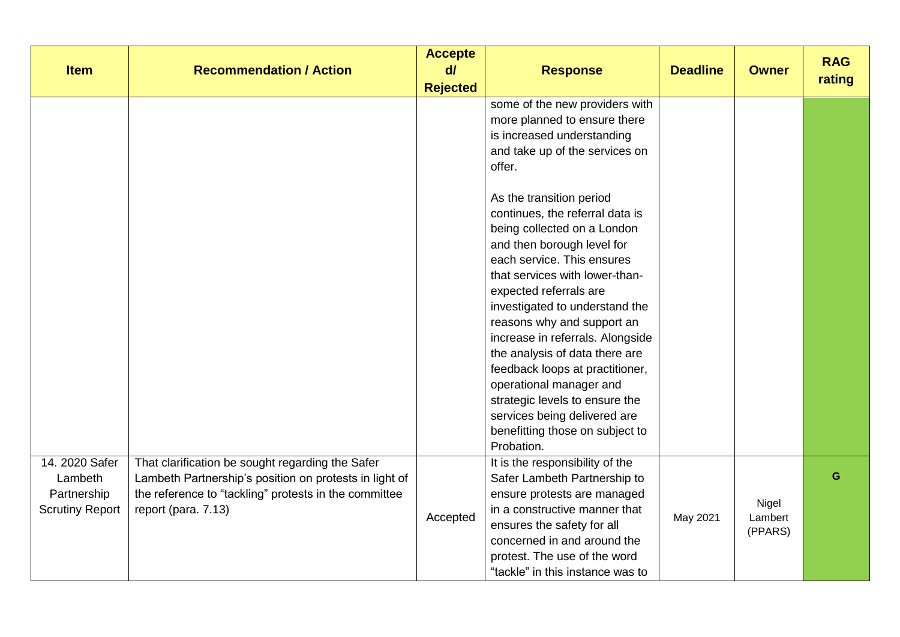| Item | Recommendation / Action | Accepted/ Rejected | Response | Deadline | Owner | RAG rating |
|---|---|---|---|---|---|---|
| | | | some of the new providers with more planned to ensure there is increased understanding and take up of the services on offer.<br><br>As the transition period continues, the referral data is being collected on a London and then borough level for each service. This ensures that services with lower-than-expected referrals are investigated to understand the reasons why and support an increase in referrals. Alongside the analysis of data there are feedback loops at practitioner, operational manager and strategic levels to ensure the services being delivered are benefitting those on subject to Probation. | | | |
| 14. 2020 Safer Lambeth Partnership Scrutiny Report | That clarification be sought regarding the Safer Lambeth Partnership's position on protests in light of the reference to "tackling" protests in the committee report (para. 7.13) | Accepted | It is the responsibility of the Safer Lambeth Partnership to ensure protests are managed in a constructive manner that ensures the safety for all concerned in and around the protest. The use of the word "tackle" in this instance was to | May 2021 | Nigel Lambert (PPARS) | G |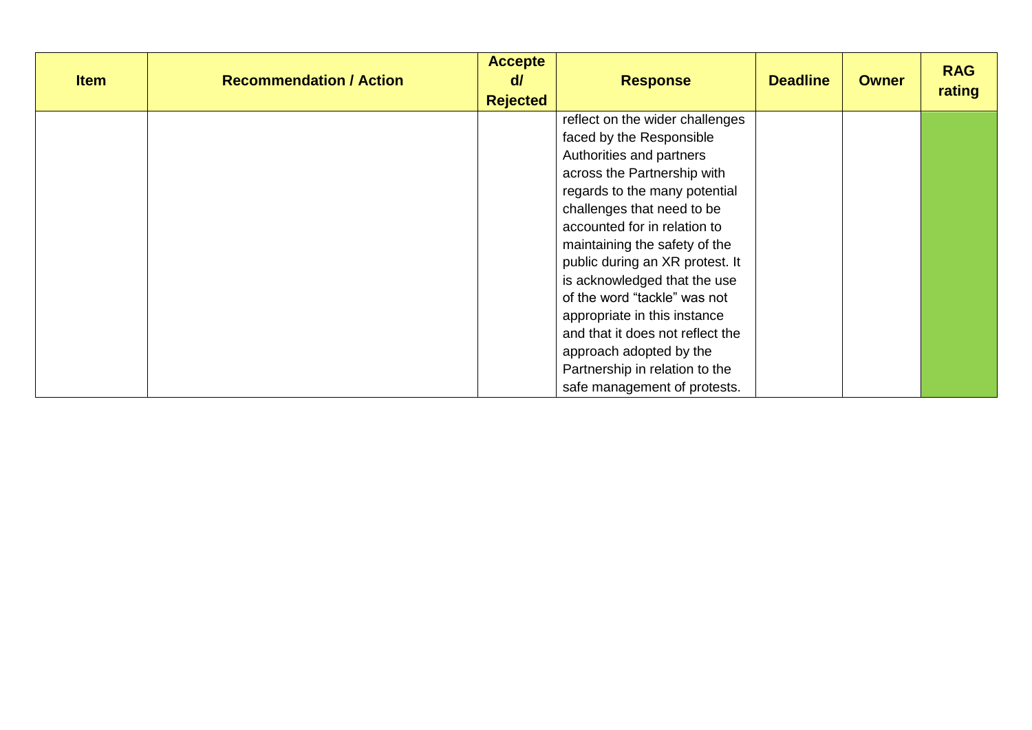| Item | Recommendation / Action | Accepted/ Rejected | Response | Deadline | Owner | RAG rating |
|---|---|---|---|---|---|---|
| | | | reflect on the wider challenges faced by the Responsible Authorities and partners across the Partnership with regards to the many potential challenges that need to be accounted for in relation to maintaining the safety of the public during an XR protest. It is acknowledged that the use of the word "tackle" was not appropriate in this instance and that it does not reflect the approach adopted by the Partnership in relation to the safe management of protests. | | | |